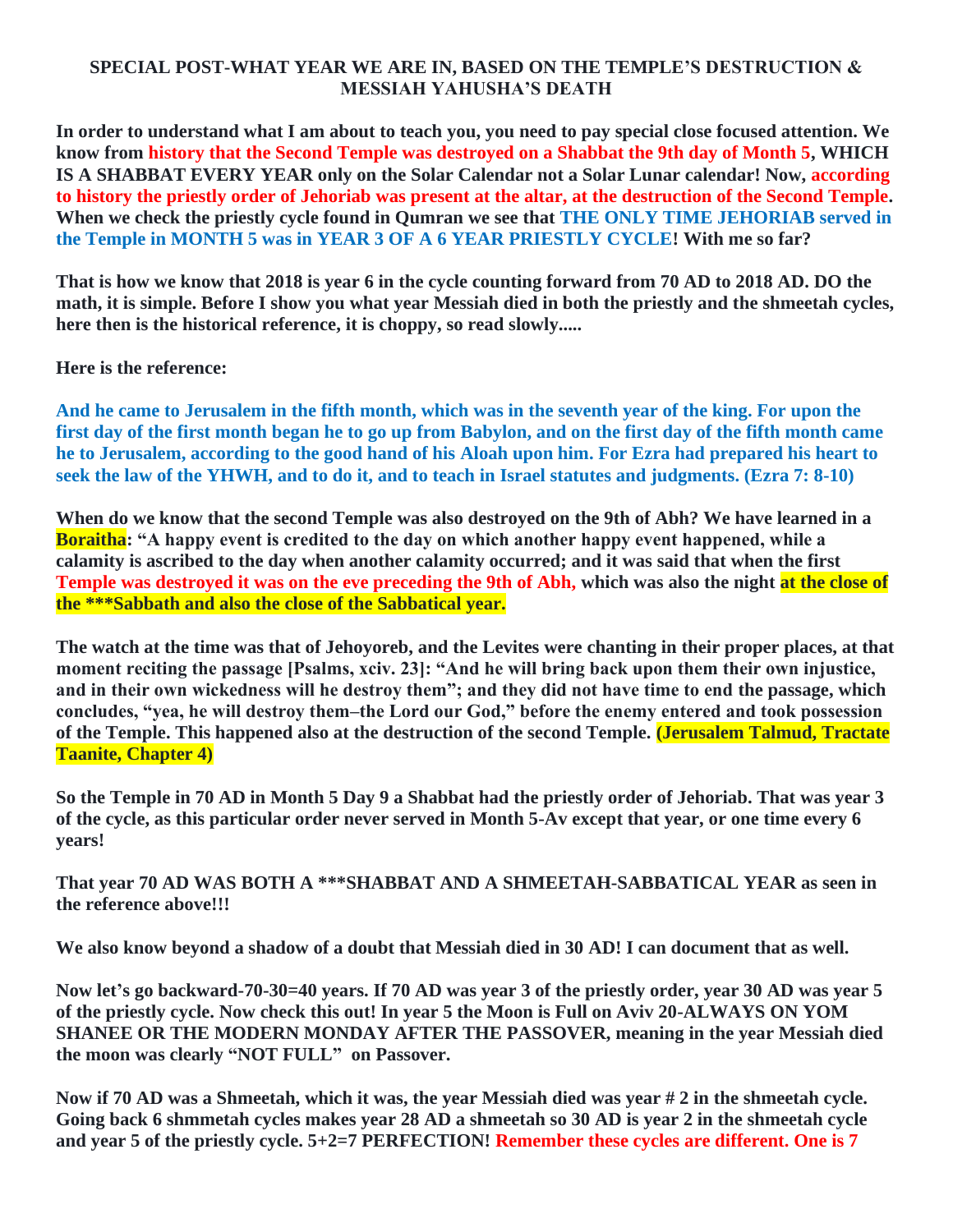# SPECIAL POST-WHAT YEAR WE ARE IN, BASED ON THE TEMPLE'S DESTRUCTION & MESSIAH YAHUSHA'S DEATH

**In order to understand what I am about to teach you, you need to pay special close focused attention. We know from history that the Second Temple was destroyed on a Shabbat the 9th day of Month 5, WHICH IS A SHABBAT EVERY YEAR only on the Solar Calendar not a Solar Lunar calendar! Now, according to history the priestly order of Jehoriab was present at the altar, at the destruction of the Second Temple. When we check the priestly cycle found in Qumran we see that THE ONLY TIME JEHORIAB served in the Temple in MONTH 5 was in YEAR 3 OF A 6 YEAR PRIESTLY CYCLE! With me so far?**

**That is how we know that 2018 is year 6 in the cycle counting forward from 70 AD to 2018 AD. DO the math, it is simple. Before I show you what year Messiah died in both the priestly and the shmeetah cycles, here then is the historical reference, it is choppy, so read slowly.....**

**Here is the reference:**

**And he came to Jerusalem in the fifth month, which was in the seventh year of the king. For upon the first day of the first month began he to go up from Babylon, and on the first day of the fifth month came he to Jerusalem, according to the good hand of his Aloah upon him. For Ezra had prepared his heart to seek the law of the YHWH, and to do it, and to teach in Israel statutes and judgments. (Ezra 7: 8-10)**

**When do we know that the second Temple was also destroyed on the 9th of Abh? We have learned in a Boraitha: "A happy event is credited to the day on which another happy event happened, while a calamity is ascribed to the day when another calamity occurred; and it was said that when the first Temple was destroyed it was on the eve preceding the 9th of Abh, which was also the night at the close of the *\*\*Sabbath and also the close of the Sabbatical year.**

**The watch at the time was that of Jehoyoreb, and the Levites were chanting in their proper places, at that moment reciting the passage [Psalms, xciv. 23]: "And he will bring back upon them their own injustice, and in their own wickedness will he destroy them"; and they did not have time to end the passage, which concludes, "yea, he will destroy them–the Lord our God," before the enemy entered and took possession of the Temple. This happened also at the destruction of the second Temple. (Jerusalem Talmud, Tractate Taanite, Chapter 4)**

**So the Temple in 70 AD in Month 5 Day 9 a Shabbat had the priestly order of Jehoriab. That was year 3 of the cycle, as this particular order never served in Month 5-Av except that year, or one time every 6 years!**

**That year 70 AD WAS BOTH A \*\*\*SHABBAT AND A SHMEETAH-SABBATICAL YEAR as seen in the reference above!!!**

**We also know beyond a shadow of a doubt that Messiah died in 30 AD! I can document that as well.**

**Now let's go backward-70-30=40 years. If 70 AD was year 3 of the priestly order, year 30 AD was year 5 of the priestly cycle. Now check this out! In year 5 the Moon is Full on Aviv 20-ALWAYS ON YOM SHANEE OR THE MODERN MONDAY AFTER THE PASSOVER, meaning in the year Messiah died the moon was clearly "NOT FULL" on Passover.**

**Now if 70 AD was a Shmeetah, which it was, the year Messiah died was year # 2 in the shmeetah cycle. Going back 6 shmmetah cycles makes year 28 AD a shmeetah so 30 AD is year 2 in the shmeetah cycle and year 5 of the priestly cycle. 5+2=7 PERFECTION! Remember these cycles are different. One is 7**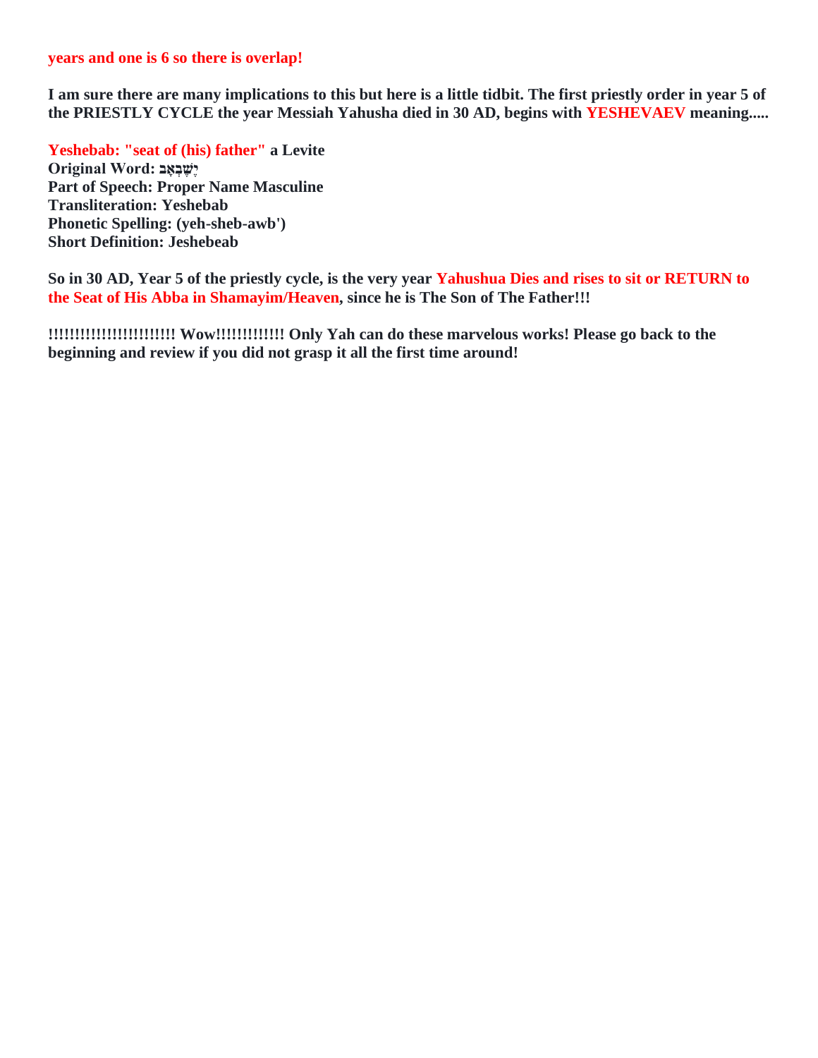**years and one is 6 so there is overlap!**

**I am sure there are many implications to this but here is a little tidbit. The first priestly order in year 5 of the PRIESTLY CYCLE the year Messiah Yahusha died in 30 AD, begins with YESHEVAEV meaning.....**

**Yeshebab: "seat of (his) father" a Levite**
**Original Word: יֶשֶׁבְאָב**
**Part of Speech: Proper Name Masculine**
**Transliteration: Yeshebab**
**Phonetic Spelling: (yeh-sheb-awb')**
**Short Definition: Jeshebeab**

**So in 30 AD, Year 5 of the priestly cycle, is the very year Yahushua Dies and rises to sit or RETURN to the Seat of His Abba in Shamayim/Heaven, since he is The Son of The Father!!!**

**!!!!!!!!!!!!!!!!!!!!!!! Wow!!!!!!!!!!!!! Only Yah can do these marvelous works! Please go back to the beginning and review if you did not grasp it all the first time around!**